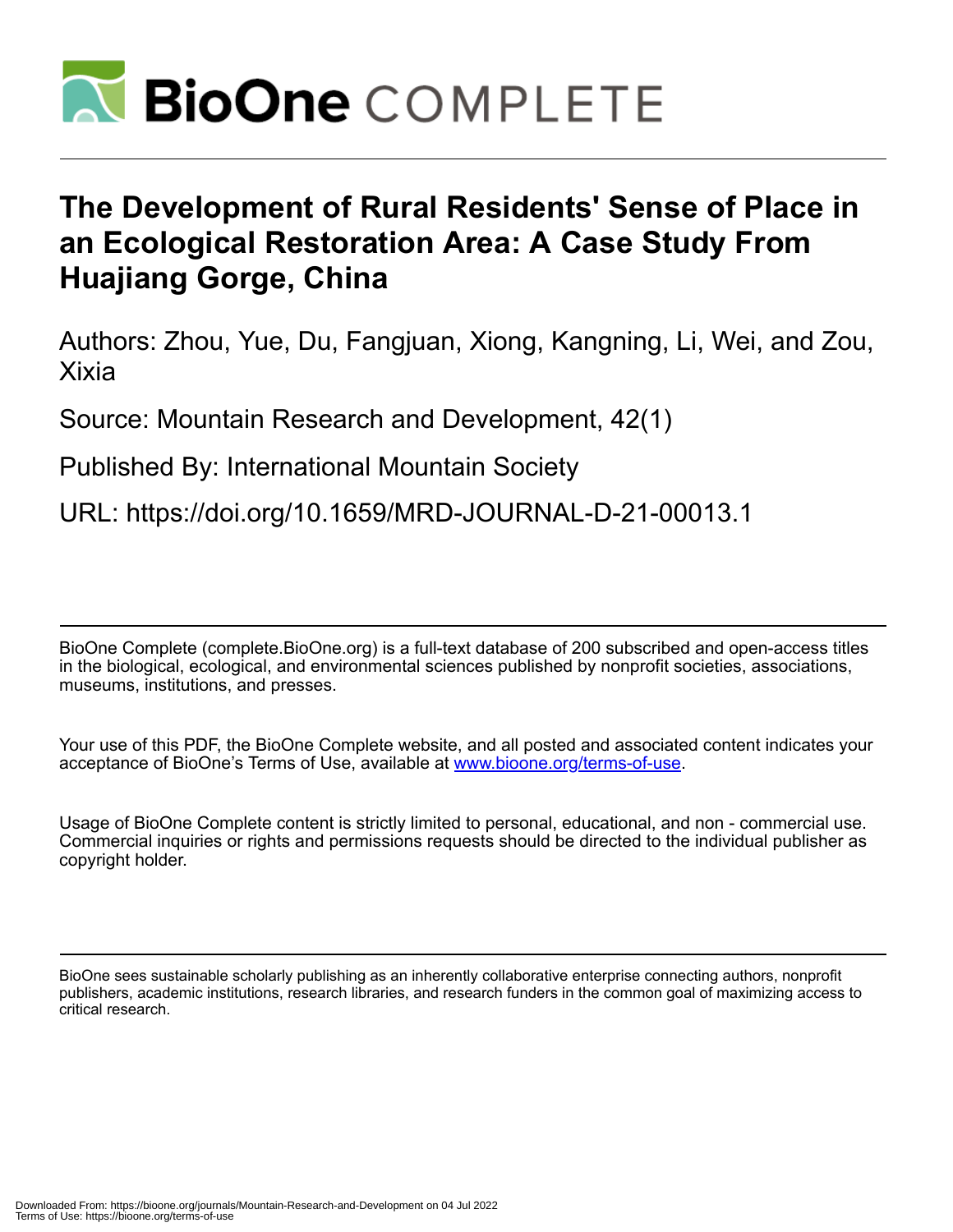# The Development of Rural Residents' Sense of Place in an Ecological Restoration Area: A Case Study From Huajiang Gorge, China

Authors: Zhou, Yue, Du, Fangjuan, Xiong, Kangning, Li, Wei, and Zou, Xixia

Source: Mountain Research and Development, 42(1)

Published By: International Mountain Society

URL: https://doi.org/10.1659/MRD-JOURNAL-D-21-00013.1

BioOne Complete (complete.BioOne.org) is a full-text database of 200 subscribed and open-access titles in the biological, ecological, and environmental sciences published by nonprofit societies, associations, museums, institutions, and presses.

Your use of this PDF, the BioOne Complete website, and all posted and associated content indicates your acceptance of BioOne's Terms of Use, available at www.bioone.org/terms-of-use.

Usage of BioOne Complete content is strictly limited to personal, educational, and non - commercial use. Commercial inquiries or rights and permissions requests should be directed to the individual publisher as copyright holder.

BioOne sees sustainable scholarly publishing as an inherently collaborative enterprise connecting authors, nonprofit publishers, academic institutions, research libraries, and research funders in the common goal of maximizing access to critical research.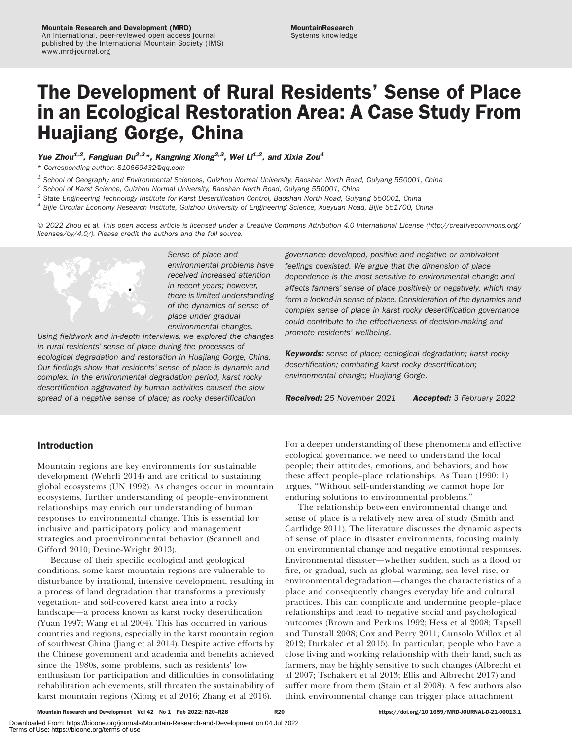# The Development of Rural Residents' Sense of Place in an Ecological Restoration Area: A Case Study From Huajiang Gorge, China

***Yue Zhou[1,2], Fangjuan Du[2,3]\*, Kangning Xiong[2,3], Wei Li[1,2], and Xixia Zou[4]***

\* Corresponding author: 810669432@qq.com

[1] School of Geography and Environmental Sciences, Guizhou Normal University, Baoshan North Road, Guiyang 550001, China
[2] School of Karst Science, Guizhou Normal University, Baoshan North Road, Guiyang 550001, China
[3] State Engineering Technology Institute for Karst Desertification Control, Baoshan North Road, Guiyang 550001, China
[4] Bijie Circular Economy Research Institute, Guizhou University of Engineering Science, Xueyuan Road, Bijie 551700, China

*© 2022 Zhou et al. This open access article is licensed under a Creative Commons Attribution 4.0 International License (http://creativecommons.org/licenses/by/4.0/). Please credit the authors and the full source.*

*Sense of place and environmental problems have received increased attention in recent years; however, there is limited understanding of the dynamics of sense of place under gradual environmental changes. Using fieldwork and in-depth interviews, we explored the changes in rural residents' sense of place during the processes of ecological degradation and restoration in Huajiang Gorge, China. Our findings show that residents' sense of place is dynamic and complex. In the environmental degradation period, karst rocky desertification aggravated by human activities caused the slow spread of a negative sense of place; as rocky desertification governance developed, positive and negative or ambivalent feelings coexisted. We argue that the dimension of place dependence is the most sensitive to environmental change and affects farmers' sense of place positively or negatively, which may form a locked-in sense of place. Consideration of the dynamics and complex sense of place in karst rocky desertification governance could contribute to the effectiveness of decision-making and promote residents' wellbeing.*

***Keywords:*** *sense of place; ecological degradation; karst rocky desertification; combating karst rocky desertification; environmental change; Huajiang Gorge.*

***Received:*** *25 November 2021* ***Accepted:*** *3 February 2022*

## Introduction

Mountain regions are key environments for sustainable development (Wehrli 2014) and are critical to sustaining global ecosystems (UN 1992). As changes occur in mountain ecosystems, further understanding of people–environment relationships may enrich our understanding of human responses to environmental change. This is essential for inclusive and participatory policy and management strategies and proenvironmental behavior (Scannell and Gifford 2010; Devine-Wright 2013).

Because of their specific ecological and geological conditions, some karst mountain regions are vulnerable to disturbance by irrational, intensive development, resulting in a process of land degradation that transforms a previously vegetation- and soil-covered karst area into a rocky landscape—a process known as karst rocky desertification (Yuan 1997; Wang et al 2004). This has occurred in various countries and regions, especially in the karst mountain region of southwest China (Jiang et al 2014). Despite active efforts by the Chinese government and academia and benefits achieved since the 1980s, some problems, such as residents' low enthusiasm for participation and difficulties in consolidating rehabilitation achievements, still threaten the sustainability of karst mountain regions (Xiong et al 2016; Zhang et al 2016). For a deeper understanding of these phenomena and effective ecological governance, we need to understand the local people; their attitudes, emotions, and behaviors; and how these affect people–place relationships. As Tuan (1990: 1) argues, "Without self-understanding we cannot hope for enduring solutions to environmental problems."

The relationship between environmental change and sense of place is a relatively new area of study (Smith and Cartlidge 2011). The literature discusses the dynamic aspects of sense of place in disaster environments, focusing mainly on environmental change and negative emotional responses. Environmental disaster—whether sudden, such as a flood or fire, or gradual, such as global warming, sea-level rise, or environmental degradation—changes the characteristics of a place and consequently changes everyday life and cultural practices. This can complicate and undermine people–place relationships and lead to negative social and psychological outcomes (Brown and Perkins 1992; Hess et al 2008; Tapsell and Tunstall 2008; Cox and Perry 2011; Cunsolo Willox et al 2012; Durkalec et al 2015). In particular, people who have a close living and working relationship with their land, such as farmers, may be highly sensitive to such changes (Albrecht et al 2007; Tschakert et al 2013; Ellis and Albrecht 2017) and suffer more from them (Stain et al 2008). A few authors also think environmental change can trigger place attachment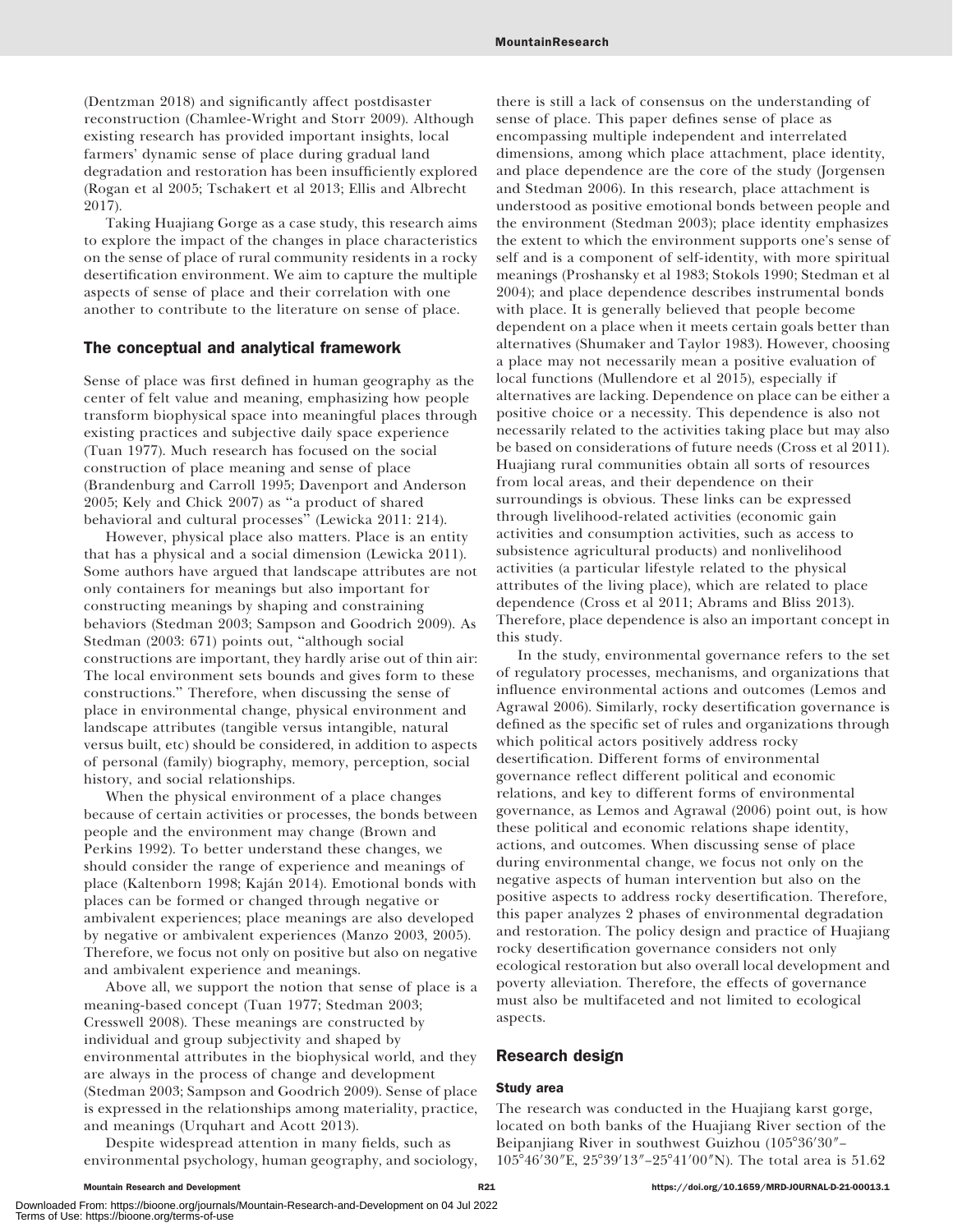(Dentzman 2018) and significantly affect postdisaster reconstruction (Chamlee-Wright and Storr 2009). Although existing research has provided important insights, local farmers' dynamic sense of place during gradual land degradation and restoration has been insufficiently explored (Rogan et al 2005; Tschakert et al 2013; Ellis and Albrecht 2017).

Taking Huajiang Gorge as a case study, this research aims to explore the impact of the changes in place characteristics on the sense of place of rural community residents in a rocky desertification environment. We aim to capture the multiple aspects of sense of place and their correlation with one another to contribute to the literature on sense of place.

## The conceptual and analytical framework

Sense of place was first defined in human geography as the center of felt value and meaning, emphasizing how people transform biophysical space into meaningful places through existing practices and subjective daily space experience (Tuan 1977). Much research has focused on the social construction of place meaning and sense of place (Brandenburg and Carroll 1995; Davenport and Anderson 2005; Kely and Chick 2007) as "a product of shared behavioral and cultural processes" (Lewicka 2011: 214).

However, physical place also matters. Place is an entity that has a physical and a social dimension (Lewicka 2011). Some authors have argued that landscape attributes are not only containers for meanings but also important for constructing meanings by shaping and constraining behaviors (Stedman 2003; Sampson and Goodrich 2009). As Stedman (2003: 671) points out, "although social constructions are important, they hardly arise out of thin air: The local environment sets bounds and gives form to these constructions." Therefore, when discussing the sense of place in environmental change, physical environment and landscape attributes (tangible versus intangible, natural versus built, etc) should be considered, in addition to aspects of personal (family) biography, memory, perception, social history, and social relationships.

When the physical environment of a place changes because of certain activities or processes, the bonds between people and the environment may change (Brown and Perkins 1992). To better understand these changes, we should consider the range of experience and meanings of place (Kaltenborn 1998; Kaján 2014). Emotional bonds with places can be formed or changed through negative or ambivalent experiences; place meanings are also developed by negative or ambivalent experiences (Manzo 2003, 2005). Therefore, we focus not only on positive but also on negative and ambivalent experience and meanings.

Above all, we support the notion that sense of place is a meaning-based concept (Tuan 1977; Stedman 2003; Cresswell 2008). These meanings are constructed by individual and group subjectivity and shaped by environmental attributes in the biophysical world, and they are always in the process of change and development (Stedman 2003; Sampson and Goodrich 2009). Sense of place is expressed in the relationships among materiality, practice, and meanings (Urquhart and Acott 2013).

Despite widespread attention in many fields, such as environmental psychology, human geography, and sociology, there is still a lack of consensus on the understanding of sense of place. This paper defines sense of place as encompassing multiple independent and interrelated dimensions, among which place attachment, place identity, and place dependence are the core of the study (Jorgensen and Stedman 2006). In this research, place attachment is understood as positive emotional bonds between people and the environment (Stedman 2003); place identity emphasizes the extent to which the environment supports one's sense of self and is a component of self-identity, with more spiritual meanings (Proshansky et al 1983; Stokols 1990; Stedman et al 2004); and place dependence describes instrumental bonds with place. It is generally believed that people become dependent on a place when it meets certain goals better than alternatives (Shumaker and Taylor 1983). However, choosing a place may not necessarily mean a positive evaluation of local functions (Mullendore et al 2015), especially if alternatives are lacking. Dependence on place can be either a positive choice or a necessity. This dependence is also not necessarily related to the activities taking place but may also be based on considerations of future needs (Cross et al 2011). Huajiang rural communities obtain all sorts of resources from local areas, and their dependence on their surroundings is obvious. These links can be expressed through livelihood-related activities (economic gain activities and consumption activities, such as access to subsistence agricultural products) and nonlivelihood activities (a particular lifestyle related to the physical attributes of the living place), which are related to place dependence (Cross et al 2011; Abrams and Bliss 2013). Therefore, place dependence is also an important concept in this study.

In the study, environmental governance refers to the set of regulatory processes, mechanisms, and organizations that influence environmental actions and outcomes (Lemos and Agrawal 2006). Similarly, rocky desertification governance is defined as the specific set of rules and organizations through which political actors positively address rocky desertification. Different forms of environmental governance reflect different political and economic relations, and key to different forms of environmental governance, as Lemos and Agrawal (2006) point out, is how these political and economic relations shape identity, actions, and outcomes. When discussing sense of place during environmental change, we focus not only on the negative aspects of human intervention but also on the positive aspects to address rocky desertification. Therefore, this paper analyzes 2 phases of environmental degradation and restoration. The policy design and practice of Huajiang rocky desertification governance considers not only ecological restoration but also overall local development and poverty alleviation. Therefore, the effects of governance must also be multifaceted and not limited to ecological aspects.

## Research design

### Study area

The research was conducted in the Huajiang karst gorge, located on both banks of the Huajiang River section of the Beipanjiang River in southwest Guizhou (105°36′30″–105°46′30″E, 25°39′13″–25°41′00″N). The total area is 51.62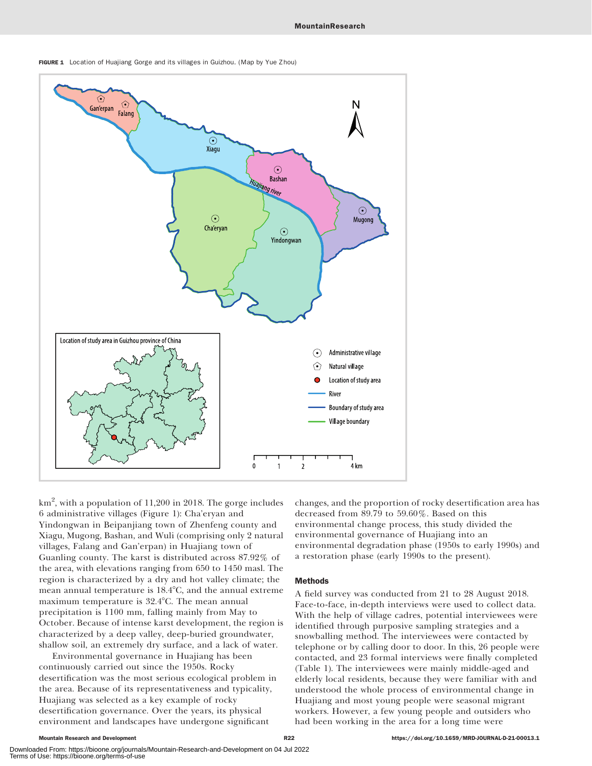FIGURE 1 Location of Huajiang Gorge and its villages in Guizhou. (Map by Yue Zhou)

km², with a population of 11,200 in 2018. The gorge includes 6 administrative villages (Figure 1): Cha'eryan and Yindongwan in Beipanjiang town of Zhenfeng county and Xiagu, Mugong, Bashan, and Wuli (comprising only 2 natural villages, Falang and Gan'erpan) in Huajiang town of Guanling county. The karst is distributed across 87.92% of the area, with elevations ranging from 650 to 1450 masl. The region is characterized by a dry and hot valley climate; the mean annual temperature is 18.4°C, and the annual extreme maximum temperature is 32.4°C. The mean annual precipitation is 1100 mm, falling mainly from May to October. Because of intense karst development, the region is characterized by a deep valley, deep-buried groundwater, shallow soil, an extremely dry surface, and a lack of water.

Environmental governance in Huajiang has been continuously carried out since the 1950s. Rocky desertification was the most serious ecological problem in the area. Because of its representativeness and typicality, Huajiang was selected as a key example of rocky desertification governance. Over the years, its physical environment and landscapes have undergone significant changes, and the proportion of rocky desertification area has decreased from 89.79 to 59.60%. Based on this environmental change process, this study divided the environmental governance of Huajiang into an environmental degradation phase (1950s to early 1990s) and a restoration phase (early 1990s to the present).

## Methods

A field survey was conducted from 21 to 28 August 2018. Face-to-face, in-depth interviews were used to collect data. With the help of village cadres, potential interviewees were identified through purposive sampling strategies and a snowballing method. The interviewees were contacted by telephone or by calling door to door. In this, 26 people were contacted, and 23 formal interviews were finally completed (Table 1). The interviewees were mainly middle-aged and elderly local residents, because they were familiar with and understood the whole process of environmental change in Huajiang and most young people were seasonal migrant workers. However, a few young people and outsiders who had been working in the area for a long time were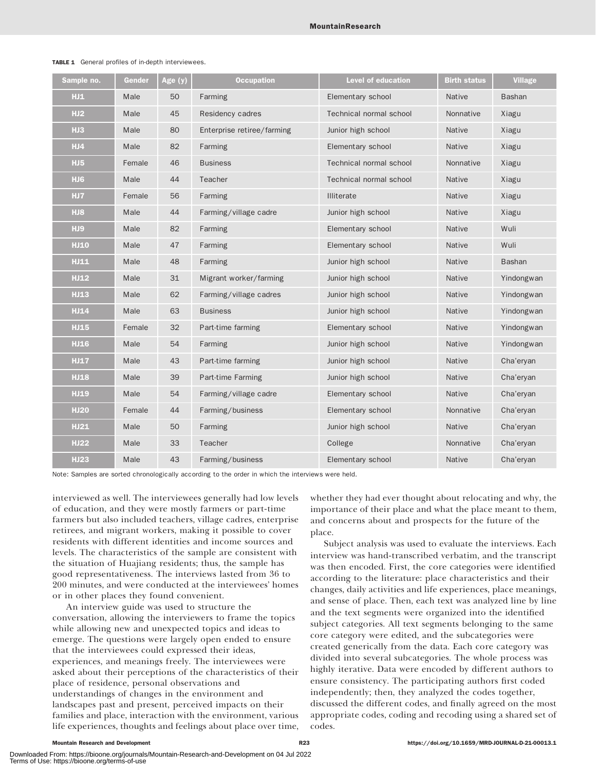**TABLE 1** General profiles of in-depth interviewees.

| Sample no. | Gender | Age (y) | Occupation | Level of education | Birth status | Village |
|---|---|---|---|---|---|---|
| HJ1 | Male | 50 | Farming | Elementary school | Native | Bashan |
| HJ2 | Male | 45 | Residency cadres | Technical normal school | Nonnative | Xiagu |
| HJ3 | Male | 80 | Enterprise retiree/farming | Junior high school | Native | Xiagu |
| HJ4 | Male | 82 | Farming | Elementary school | Native | Xiagu |
| HJ5 | Female | 46 | Business | Technical normal school | Nonnative | Xiagu |
| HJ6 | Male | 44 | Teacher | Technical normal school | Native | Xiagu |
| HJ7 | Female | 56 | Farming | Illiterate | Native | Xiagu |
| HJ8 | Male | 44 | Farming/village cadre | Junior high school | Native | Xiagu |
| HJ9 | Male | 82 | Farming | Elementary school | Native | Wuli |
| HJ10 | Male | 47 | Farming | Elementary school | Native | Wuli |
| HJ11 | Male | 48 | Farming | Junior high school | Native | Bashan |
| HJ12 | Male | 31 | Migrant worker/farming | Junior high school | Native | Yindongwan |
| HJ13 | Male | 62 | Farming/village cadres | Junior high school | Native | Yindongwan |
| HJ14 | Male | 63 | Business | Junior high school | Native | Yindongwan |
| HJ15 | Female | 32 | Part-time farming | Elementary school | Native | Yindongwan |
| HJ16 | Male | 54 | Farming | Junior high school | Native | Yindongwan |
| HJ17 | Male | 43 | Part-time farming | Junior high school | Native | Cha'eryan |
| HJ18 | Male | 39 | Part-time Farming | Junior high school | Native | Cha'eryan |
| HJ19 | Male | 54 | Farming/village cadre | Elementary school | Native | Cha'eryan |
| HJ20 | Female | 44 | Farming/business | Elementary school | Nonnative | Cha'eryan |
| HJ21 | Male | 50 | Farming | Junior high school | Native | Cha'eryan |
| HJ22 | Male | 33 | Teacher | College | Nonnative | Cha'eryan |
| HJ23 | Male | 43 | Farming/business | Elementary school | Native | Cha'eryan |

Note: Samples are sorted chronologically according to the order in which the interviews were held.

interviewed as well. The interviewees generally had low levels of education, and they were mostly farmers or part-time farmers but also included teachers, village cadres, enterprise retirees, and migrant workers, making it possible to cover residents with different identities and income sources and levels. The characteristics of the sample are consistent with the situation of Huajiang residents; thus, the sample has good representativeness. The interviews lasted from 36 to 200 minutes, and were conducted at the interviewees' homes or in other places they found convenient.

An interview guide was used to structure the conversation, allowing the interviewers to frame the topics while allowing new and unexpected topics and ideas to emerge. The questions were largely open ended to ensure that the interviewees could expressed their ideas, experiences, and meanings freely. The interviewees were asked about their perceptions of the characteristics of their place of residence, personal observations and understandings of changes in the environment and landscapes past and present, perceived impacts on their families and place, interaction with the environment, various life experiences, thoughts and feelings about place over time, whether they had ever thought about relocating and why, the importance of their place and what the place meant to them, and concerns about and prospects for the future of the place.

Subject analysis was used to evaluate the interviews. Each interview was hand-transcribed verbatim, and the transcript was then encoded. First, the core categories were identified according to the literature: place characteristics and their changes, daily activities and life experiences, place meanings, and sense of place. Then, each text was analyzed line by line and the text segments were organized into the identified subject categories. All text segments belonging to the same core category were edited, and the subcategories were created generically from the data. Each core category was divided into several subcategories. The whole process was highly iterative. Data were encoded by different authors to ensure consistency. The participating authors first coded independently; then, they analyzed the codes together, discussed the different codes, and finally agreed on the most appropriate codes, coding and recoding using a shared set of codes.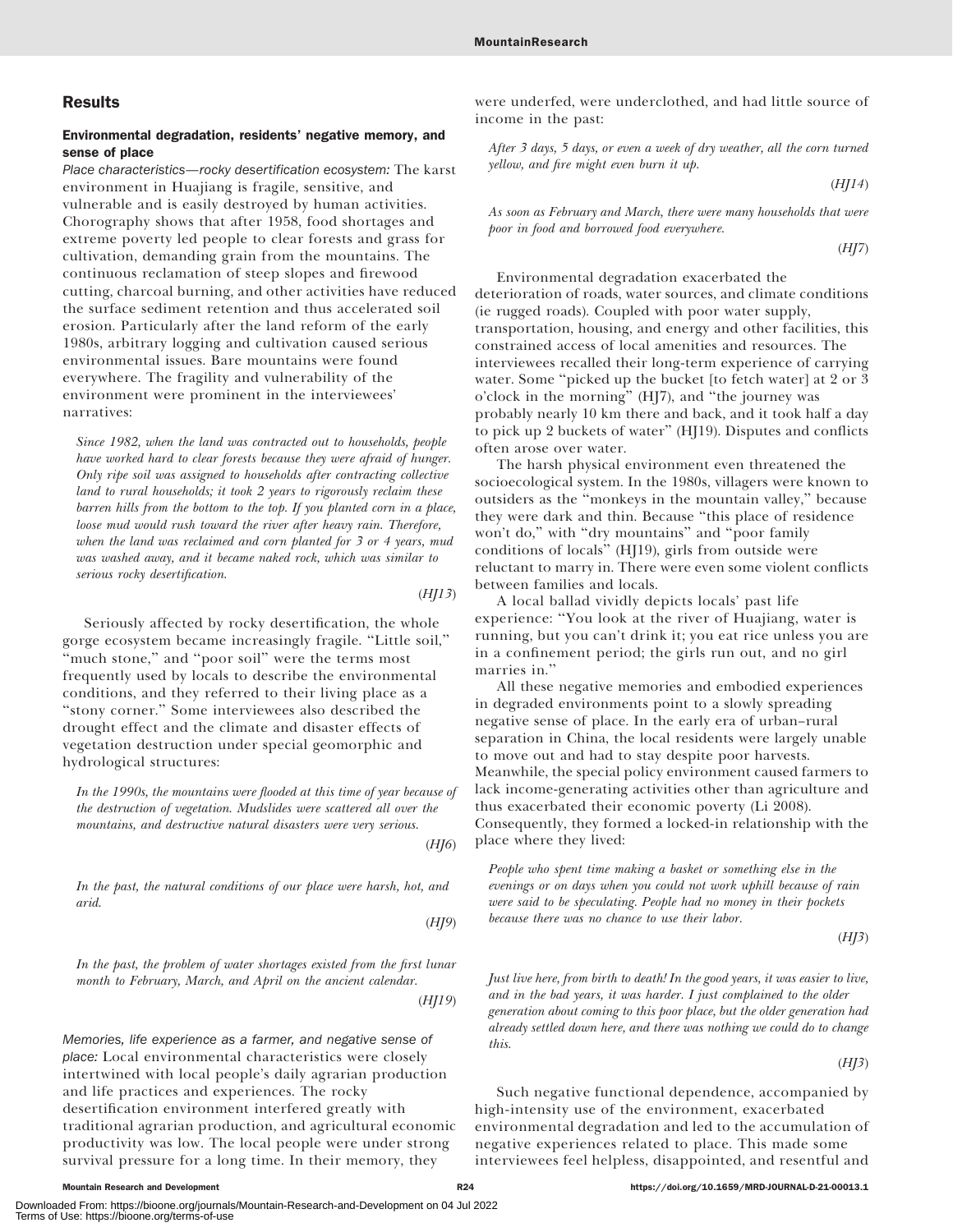## Results

### Environmental degradation, residents' negative memory, and sense of place

*Place characteristics—rocky desertification ecosystem:* The karst environment in Huajiang is fragile, sensitive, and vulnerable and is easily destroyed by human activities. Chorography shows that after 1958, food shortages and extreme poverty led people to clear forests and grass for cultivation, demanding grain from the mountains. The continuous reclamation of steep slopes and firewood cutting, charcoal burning, and other activities have reduced the surface sediment retention and thus accelerated soil erosion. Particularly after the land reform of the early 1980s, arbitrary logging and cultivation caused serious environmental issues. Bare mountains were found everywhere. The fragility and vulnerability of the environment were prominent in the interviewees' narratives:

> *Since 1982, when the land was contracted out to households, people have worked hard to clear forests because they were afraid of hunger. Only ripe soil was assigned to households after contracting collective land to rural households; it took 2 years to rigorously reclaim these barren hills from the bottom to the top. If you planted corn in a place, loose mud would rush toward the river after heavy rain. Therefore, when the land was reclaimed and corn planted for 3 or 4 years, mud was washed away, and it became naked rock, which was similar to serious rocky desertification.*
>
> (*HJ13*)

Seriously affected by rocky desertification, the whole gorge ecosystem became increasingly fragile. "Little soil," "much stone," and "poor soil" were the terms most frequently used by locals to describe the environmental conditions, and they referred to their living place as a "stony corner." Some interviewees also described the drought effect and the climate and disaster effects of vegetation destruction under special geomorphic and hydrological structures:

> *In the 1990s, the mountains were flooded at this time of year because of the destruction of vegetation. Mudslides were scattered all over the mountains, and destructive natural disasters were very serious.*
>
> (*HJ6*)

> *In the past, the natural conditions of our place were harsh, hot, and arid.*
>
> (*HJ9*)

> *In the past, the problem of water shortages existed from the first lunar month to February, March, and April on the ancient calendar.*
>
> (*HJ19*)

*Memories, life experience as a farmer, and negative sense of place:* Local environmental characteristics were closely intertwined with local people's daily agrarian production and life practices and experiences. The rocky desertification environment interfered greatly with traditional agrarian production, and agricultural economic productivity was low. The local people were under strong survival pressure for a long time. In their memory, they were underfed, were underclothed, and had little source of income in the past:

> *After 3 days, 5 days, or even a week of dry weather, all the corn turned yellow, and fire might even burn it up.*
>
> (*HJ14*)

> *As soon as February and March, there were many households that were poor in food and borrowed food everywhere.*
>
> (*HJ7*)

Environmental degradation exacerbated the deterioration of roads, water sources, and climate conditions (ie rugged roads). Coupled with poor water supply, transportation, housing, and energy and other facilities, this constrained access of local amenities and resources. The interviewees recalled their long-term experience of carrying water. Some "picked up the bucket [to fetch water] at 2 or 3 o'clock in the morning" (HJ7), and "the journey was probably nearly 10 km there and back, and it took half a day to pick up 2 buckets of water" (HJ19). Disputes and conflicts often arose over water.

The harsh physical environment even threatened the socioecological system. In the 1980s, villagers were known to outsiders as the "monkeys in the mountain valley," because they were dark and thin. Because "this place of residence won't do," with "dry mountains" and "poor family conditions of locals" (HJ19), girls from outside were reluctant to marry in. There were even some violent conflicts between families and locals.

A local ballad vividly depicts locals' past life experience: "You look at the river of Huajiang, water is running, but you can't drink it; you eat rice unless you are in a confinement period; the girls run out, and no girl marries in."

All these negative memories and embodied experiences in degraded environments point to a slowly spreading negative sense of place. In the early era of urban–rural separation in China, the local residents were largely unable to move out and had to stay despite poor harvests. Meanwhile, the special policy environment caused farmers to lack income-generating activities other than agriculture and thus exacerbated their economic poverty (Li 2008). Consequently, they formed a locked-in relationship with the place where they lived:

> *People who spent time making a basket or something else in the evenings or on days when you could not work uphill because of rain were said to be speculating. People had no money in their pockets because there was no chance to use their labor.*
>
> (*HJ3*)

> *Just live here, from birth to death! In the good years, it was easier to live, and in the bad years, it was harder. I just complained to the older generation about coming to this poor place, but the older generation had already settled down here, and there was nothing we could do to change this.*
>
> (*HJ3*)

Such negative functional dependence, accompanied by high-intensity use of the environment, exacerbated environmental degradation and led to the accumulation of negative experiences related to place. This made some interviewees feel helpless, disappointed, and resentful and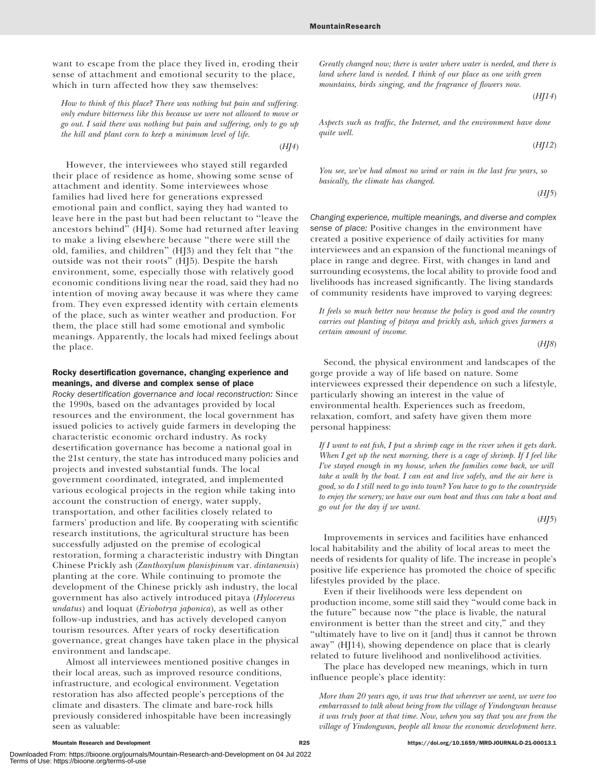want to escape from the place they lived in, eroding their sense of attachment and emotional security to the place, which in turn affected how they saw themselves:

> *How to think of this place? There was nothing but pain and suffering. only endure bitterness like this because we were not allowed to move or go out. I said there was nothing but pain and suffering, only to go up the hill and plant corn to keep a minimum level of life.*
>
> (*HJ4*)

However, the interviewees who stayed still regarded their place of residence as home, showing some sense of attachment and identity. Some interviewees whose families had lived here for generations expressed emotional pain and conflict, saying they had wanted to leave here in the past but had been reluctant to "leave the ancestors behind" (HJ4). Some had returned after leaving to make a living elsewhere because "there were still the old, families, and children" (HJ3) and they felt that "the outside was not their roots" (HJ5). Despite the harsh environment, some, especially those with relatively good economic conditions living near the road, said they had no intention of moving away because it was where they came from. They even expressed identity with certain elements of the place, such as winter weather and production. For them, the place still had some emotional and symbolic meanings. Apparently, the locals had mixed feelings about the place.

### Rocky desertification governance, changing experience and meanings, and diverse and complex sense of place

*Rocky desertification governance and local reconstruction:* Since the 1990s, based on the advantages provided by local resources and the environment, the local government has issued policies to actively guide farmers in developing the characteristic economic orchard industry. As rocky desertification governance has become a national goal in the 21st century, the state has introduced many policies and projects and invested substantial funds. The local government coordinated, integrated, and implemented various ecological projects in the region while taking into account the construction of energy, water supply, transportation, and other facilities closely related to farmers' production and life. By cooperating with scientific research institutions, the agricultural structure has been successfully adjusted on the premise of ecological restoration, forming a characteristic industry with Dingtan Chinese Prickly ash (*Zanthoxylum planispinum* var. *dintanensis*) planting at the core. While continuing to promote the development of the Chinese prickly ash industry, the local government has also actively introduced pitaya (*Hylocereus undatus*) and loquat (*Eriobotrya japonica*), as well as other follow-up industries, and has actively developed canyon tourism resources. After years of rocky desertification governance, great changes have taken place in the physical environment and landscape.

Almost all interviewees mentioned positive changes in their local areas, such as improved resource conditions, infrastructure, and ecological environment. Vegetation restoration has also affected people's perceptions of the climate and disasters. The climate and bare-rock hills previously considered inhospitable have been increasingly seen as valuable:

> *Greatly changed now; there is water where water is needed, and there is land where land is needed. I think of our place as one with green mountains, birds singing, and the fragrance of flowers now.*
>
> (*HJ14*)

> *Aspects such as traffic, the Internet, and the environment have done quite well.*
>
> (*HJ12*)

> *You see, we've had almost no wind or rain in the last few years, so basically, the climate has changed.*
>
> (*HJ5*)

*Changing experience, multiple meanings, and diverse and complex sense of place:* Positive changes in the environment have created a positive experience of daily activities for many interviewees and an expansion of the functional meanings of place in range and degree. First, with changes in land and surrounding ecosystems, the local ability to provide food and livelihoods has increased significantly. The living standards of community residents have improved to varying degrees:

> *It feels so much better now because the policy is good and the country carries out planting of pitaya and prickly ash, which gives farmers a certain amount of income.*
>
> (*HJ8*)

Second, the physical environment and landscapes of the gorge provide a way of life based on nature. Some interviewees expressed their dependence on such a lifestyle, particularly showing an interest in the value of environmental health. Experiences such as freedom, relaxation, comfort, and safety have given them more personal happiness:

> *If I want to eat fish, I put a shrimp cage in the river when it gets dark. When I get up the next morning, there is a cage of shrimp. If I feel like I've stayed enough in my house, when the families come back, we will take a walk by the boat. I can eat and live safely, and the air here is good, so do I still need to go into town? You have to go to the countryside to enjoy the scenery; we have our own boat and thus can take a boat and go out for the day if we want.*
>
> (*HJ5*)

Improvements in services and facilities have enhanced local habitability and the ability of local areas to meet the needs of residents for quality of life. The increase in people's positive life experience has promoted the choice of specific lifestyles provided by the place.

Even if their livelihoods were less dependent on production income, some still said they "would come back in the future" because now "the place is livable, the natural environment is better than the street and city," and they "ultimately have to live on it [and] thus it cannot be thrown away" (HJ14), showing dependence on place that is clearly related to future livelihood and nonlivelihood activities.

The place has developed new meanings, which in turn influence people's place identity:

> *More than 20 years ago, it was true that wherever we went, we were too embarrassed to talk about being from the village of Yindongwan because it was truly poor at that time. Now, when you say that you are from the village of Yindongwan, people all know the economic development here.*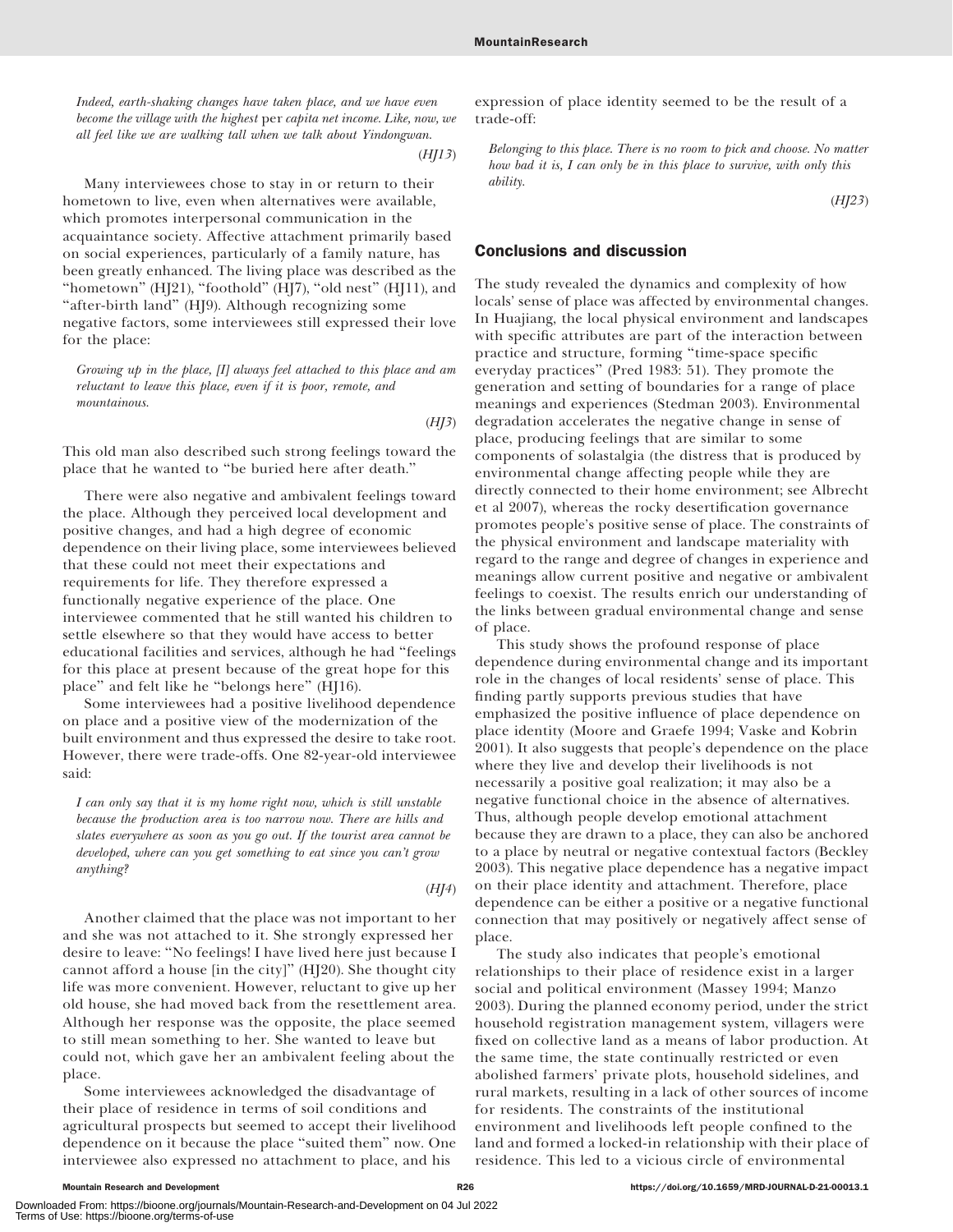*Indeed, earth-shaking changes have taken place, and we have even become the village with the highest* per capita *net income. Like, now, we all feel like we are walking tall when we talk about Yindongwan.*

(*HJ13*)

Many interviewees chose to stay in or return to their hometown to live, even when alternatives were available, which promotes interpersonal communication in the acquaintance society. Affective attachment primarily based on social experiences, particularly of a family nature, has been greatly enhanced. The living place was described as the "hometown" (HJ21), "foothold" (HJ7), "old nest" (HJ11), and "after-birth land" (HJ9). Although recognizing some negative factors, some interviewees still expressed their love for the place:

*Growing up in the place, [I] always feel attached to this place and am reluctant to leave this place, even if it is poor, remote, and mountainous.*

(*HJ3*)

This old man also described such strong feelings toward the place that he wanted to "be buried here after death."

There were also negative and ambivalent feelings toward the place. Although they perceived local development and positive changes, and had a high degree of economic dependence on their living place, some interviewees believed that these could not meet their expectations and requirements for life. They therefore expressed a functionally negative experience of the place. One interviewee commented that he still wanted his children to settle elsewhere so that they would have access to better educational facilities and services, although he had "feelings for this place at present because of the great hope for this place" and felt like he "belongs here" (HJ16).

Some interviewees had a positive livelihood dependence on place and a positive view of the modernization of the built environment and thus expressed the desire to take root. However, there were trade-offs. One 82-year-old interviewee said:

*I can only say that it is my home right now, which is still unstable because the production area is too narrow now. There are hills and slates everywhere as soon as you go out. If the tourist area cannot be developed, where can you get something to eat since you can't grow anything?*

(*HJ4*)

Another claimed that the place was not important to her and she was not attached to it. She strongly expressed her desire to leave: "No feelings! I have lived here just because I cannot afford a house [in the city]" (HJ20). She thought city life was more convenient. However, reluctant to give up her old house, she had moved back from the resettlement area. Although her response was the opposite, the place seemed to still mean something to her. She wanted to leave but could not, which gave her an ambivalent feeling about the place.

Some interviewees acknowledged the disadvantage of their place of residence in terms of soil conditions and agricultural prospects but seemed to accept their livelihood dependence on it because the place "suited them" now. One interviewee also expressed no attachment to place, and his expression of place identity seemed to be the result of a trade-off:

*Belonging to this place. There is no room to pick and choose. No matter how bad it is, I can only be in this place to survive, with only this ability.*

(*HJ23*)

## Conclusions and discussion

The study revealed the dynamics and complexity of how locals' sense of place was affected by environmental changes. In Huajiang, the local physical environment and landscapes with specific attributes are part of the interaction between practice and structure, forming "time-space specific everyday practices" (Pred 1983: 51). They promote the generation and setting of boundaries for a range of place meanings and experiences (Stedman 2003). Environmental degradation accelerates the negative change in sense of place, producing feelings that are similar to some components of solastalgia (the distress that is produced by environmental change affecting people while they are directly connected to their home environment; see Albrecht et al 2007), whereas the rocky desertification governance promotes people's positive sense of place. The constraints of the physical environment and landscape materiality with regard to the range and degree of changes in experience and meanings allow current positive and negative or ambivalent feelings to coexist. The results enrich our understanding of the links between gradual environmental change and sense of place.

This study shows the profound response of place dependence during environmental change and its important role in the changes of local residents' sense of place. This finding partly supports previous studies that have emphasized the positive influence of place dependence on place identity (Moore and Graefe 1994; Vaske and Kobrin 2001). It also suggests that people's dependence on the place where they live and develop their livelihoods is not necessarily a positive goal realization; it may also be a negative functional choice in the absence of alternatives. Thus, although people develop emotional attachment because they are drawn to a place, they can also be anchored to a place by neutral or negative contextual factors (Beckley 2003). This negative place dependence has a negative impact on their place identity and attachment. Therefore, place dependence can be either a positive or a negative functional connection that may positively or negatively affect sense of place.

The study also indicates that people's emotional relationships to their place of residence exist in a larger social and political environment (Massey 1994; Manzo 2003). During the planned economy period, under the strict household registration management system, villagers were fixed on collective land as a means of labor production. At the same time, the state continually restricted or even abolished farmers' private plots, household sidelines, and rural markets, resulting in a lack of other sources of income for residents. The constraints of the institutional environment and livelihoods left people confined to the land and formed a locked-in relationship with their place of residence. This led to a vicious circle of environmental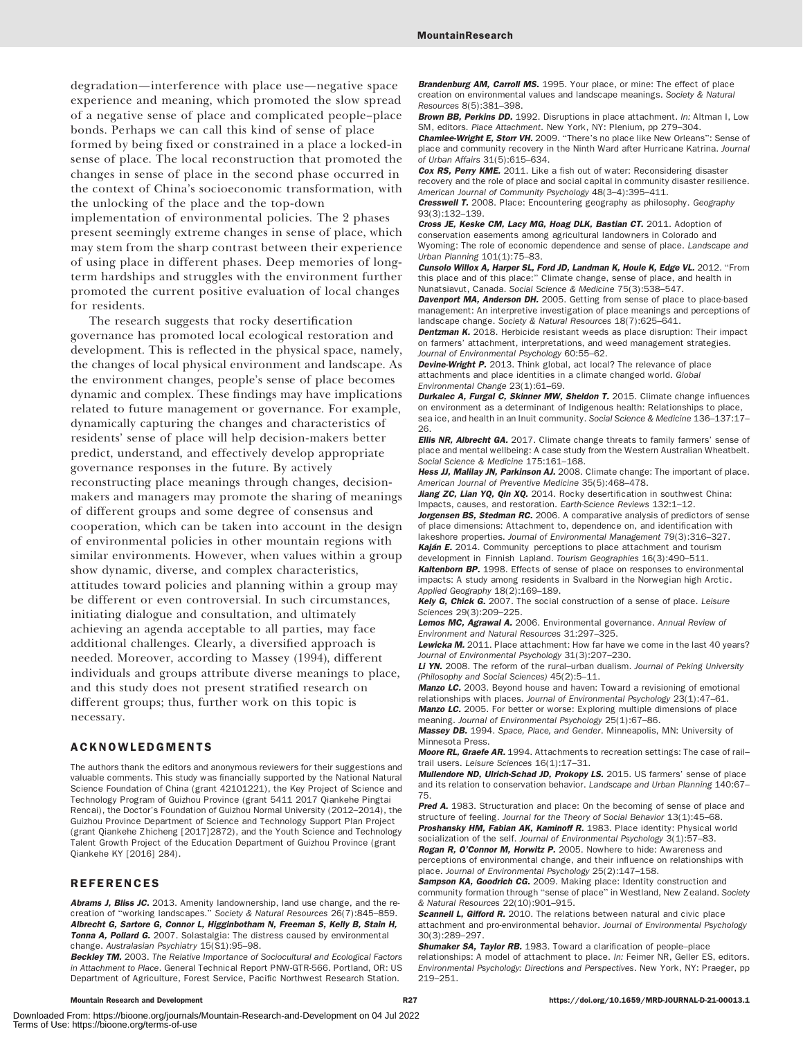degradation—interference with place use—negative space experience and meaning, which promoted the slow spread of a negative sense of place and complicated people–place bonds. Perhaps we can call this kind of sense of place formed by being fixed or constrained in a place a locked-in sense of place. The local reconstruction that promoted the changes in sense of place in the second phase occurred in the context of China's socioeconomic transformation, with the unlocking of the place and the top-down implementation of environmental policies. The 2 phases present seemingly extreme changes in sense of place, which may stem from the sharp contrast between their experience of using place in different phases. Deep memories of long-term hardships and struggles with the environment further promoted the current positive evaluation of local changes for residents.

The research suggests that rocky desertification governance has promoted local ecological restoration and development. This is reflected in the physical space, namely, the changes of local physical environment and landscape. As the environment changes, people's sense of place becomes dynamic and complex. These findings may have implications related to future management or governance. For example, dynamically capturing the changes and characteristics of residents' sense of place will help decision-makers better predict, understand, and effectively develop appropriate governance responses in the future. By actively reconstructing place meanings through changes, decision-makers and managers may promote the sharing of meanings of different groups and some degree of consensus and cooperation, which can be taken into account in the design of environmental policies in other mountain regions with similar environments. However, when values within a group show dynamic, diverse, and complex characteristics, attitudes toward policies and planning within a group may be different or even controversial. In such circumstances, initiating dialogue and consultation, and ultimately achieving an agenda acceptable to all parties, may face additional challenges. Clearly, a diversified approach is needed. Moreover, according to Massey (1994), different individuals and groups attribute diverse meanings to place, and this study does not present stratified research on different groups; thus, further work on this topic is necessary.

## ACKNOWLEDGMENTS

The authors thank the editors and anonymous reviewers for their suggestions and valuable comments. This study was financially supported by the National Natural Science Foundation of China (grant 42101221), the Key Project of Science and Technology Program of Guizhou Province (grant 5411 2017 Qiankehe Pingtai Rencai), the Doctor's Foundation of Guizhou Normal University (2012–2014), the Guizhou Province Department of Science and Technology Support Plan Project (grant Qiankehe Zhicheng [2017]2872), and the Youth Science and Technology Talent Growth Project of the Education Department of Guizhou Province (grant Qiankehe KY [2016] 284).

## REFERENCES

***Abrams J, Bliss JC.*** 2013. Amenity landownership, land use change, and the re-creation of "working landscapes." *Society & Natural Resources* 26(7):845–859.

***Albrecht G, Sartore G, Connor L, Higginbotham N, Freeman S, Kelly B, Stain H, Tonna A, Pollard G.*** 2007. Solastalgia: The distress caused by environmental change. *Australasian Psychiatry* 15(S1):95–98.

***Beckley TM.*** 2003. *The Relative Importance of Sociocultural and Ecological Factors in Attachment to Place*. General Technical Report PNW-GTR-566. Portland, OR: US Department of Agriculture, Forest Service, Pacific Northwest Research Station.

***Brandenburg AM, Carroll MS.*** 1995. Your place, or mine: The effect of place creation on environmental values and landscape meanings. *Society & Natural Resources* 8(5):381–398.

***Brown BB, Perkins DD.*** 1992. Disruptions in place attachment. *In:* Altman I, Low SM, editors. *Place Attachment*. New York, NY: Plenium, pp 279–304.

***Chamlee-Wright E, Storr VH.*** 2009. "There's no place like New Orleans": Sense of place and community recovery in the Ninth Ward after Hurricane Katrina. *Journal of Urban Affairs* 31(5):615–634.

***Cox RS, Perry KME.*** 2011. Like a fish out of water: Reconsidering disaster recovery and the role of place and social capital in community disaster resilience. *American Journal of Community Psychology* 48(3–4):395–411.

***Cresswell T.*** 2008. Place: Encountering geography as philosophy. *Geography* 93(3):132–139.

***Cross JE, Keske CM, Lacy MG, Hoag DLK, Bastian CT.*** 2011. Adoption of conservation easements among agricultural landowners in Colorado and Wyoming: The role of economic dependence and sense of place. *Landscape and Urban Planning* 101(1):75–83.

***Cunsolo Willox A, Harper SL, Ford JD, Landman K, Houle K, Edge VL.*** 2012. "From this place and of this place:" Climate change, sense of place, and health in Nunatsiavut, Canada. *Social Science & Medicine* 75(3):538–547.

***Davenport MA, Anderson DH.*** 2005. Getting from sense of place to place-based management: An interpretive investigation of place meanings and perceptions of landscape change. *Society & Natural Resources* 18(7):625–641.

***Dentzman K.*** 2018. Herbicide resistant weeds as place disruption: Their impact on farmers' attachment, interpretations, and weed management strategies. *Journal of Environmental Psychology* 60:55–62.

***Devine-Wright P.*** 2013. Think global, act local? The relevance of place attachments and place identities in a climate changed world. *Global Environmental Change* 23(1):61–69.

***Durkalec A, Furgal C, Skinner MW, Sheldon T.*** 2015. Climate change influences on environment as a determinant of Indigenous health: Relationships to place, sea ice, and health in an Inuit community. *Social Science & Medicine* 136–137:17–26.

***Ellis NR, Albrecht GA.*** 2017. Climate change threats to family farmers' sense of place and mental wellbeing: A case study from the Western Australian Wheatbelt. *Social Science & Medicine* 175:161–168.

***Hess JJ, Malilay JN, Parkinson AJ.*** 2008. Climate change: The important of place. *American Journal of Preventive Medicine* 35(5):468–478.

***Jiang ZC, Lian YQ, Qin XQ.*** 2014. Rocky desertification in southwest China: Impacts, causes, and restoration. *Earth-Science Reviews* 132:1–12.

***Jorgensen BS, Stedman RC.*** 2006. A comparative analysis of predictors of sense of place dimensions: Attachment to, dependence on, and identification with lakeshore properties. *Journal of Environmental Management* 79(3):316–327.

***Kaján E.*** 2014. Community perceptions to place attachment and tourism development in Finnish Lapland. *Tourism Geographies* 16(3):490–511.

***Kaltenborn BP.*** 1998. Effects of sense of place on responses to environmental impacts: A study among residents in Svalbard in the Norwegian high Arctic. *Applied Geography* 18(2):169–189.

***Kely G, Chick G.*** 2007. The social construction of a sense of place. *Leisure Sciences* 29(3):209–225.

***Lemos MC, Agrawal A.*** 2006. Environmental governance. *Annual Review of Environment and Natural Resources* 31:297–325.

***Lewicka M.*** 2011. Place attachment: How far have we come in the last 40 years? *Journal of Environmental Psychology* 31(3):207–230.

***Li YN.*** 2008. The reform of the rural–urban dualism. *Journal of Peking University (Philosophy and Social Sciences)* 45(2):5–11.

***Manzo LC.*** 2003. Beyond house and haven: Toward a revisioning of emotional relationships with places. *Journal of Environmental Psychology* 23(1):47–61.

***Manzo LC.*** 2005. For better or worse: Exploring multiple dimensions of place meaning. *Journal of Environmental Psychology* 25(1):67–86.

***Massey DB.*** 1994. *Space, Place, and Gender*. Minneapolis, MN: University of Minnesota Press.

***Moore RL, Graefe AR.*** 1994. Attachments to recreation settings: The case of rail–trail users. *Leisure Sciences* 16(1):17–31.

***Mullendore ND, Ulrich-Schad JD, Prokopy LS.*** 2015. US farmers' sense of place and its relation to conservation behavior. *Landscape and Urban Planning* 140:67–75.

***Pred A.*** 1983. Structuration and place: On the becoming of sense of place and structure of feeling. *Journal for the Theory of Social Behavior* 13(1):45–68.

***Proshansky HM, Fabian AK, Kaminoff R.*** 1983. Place identity: Physical world socialization of the self. *Journal of Environmental Psychology* 3(1):57–83.

***Rogan R, O'Connor M, Horwitz P.*** 2005. Nowhere to hide: Awareness and perceptions of environmental change, and their influence on relationships with place. *Journal of Environmental Psychology* 25(2):147–158.

***Sampson KA, Goodrich CG.*** 2009. Making place: Identity construction and community formation through "sense of place" in Westland, New Zealand. *Society & Natural Resources* 22(10):901–915.

***Scannell L, Gifford R.*** 2010. The relations between natural and civic place attachment and pro-environmental behavior. *Journal of Environmental Psychology* 30(3):289–297.

***Shumaker SA, Taylor RB.*** 1983. Toward a clarification of people–place relationships: A model of attachment to place. *In:* Feimer NR, Geller ES, editors. *Environmental Psychology: Directions and Perspectives*. New York, NY: Praeger, pp 219–251.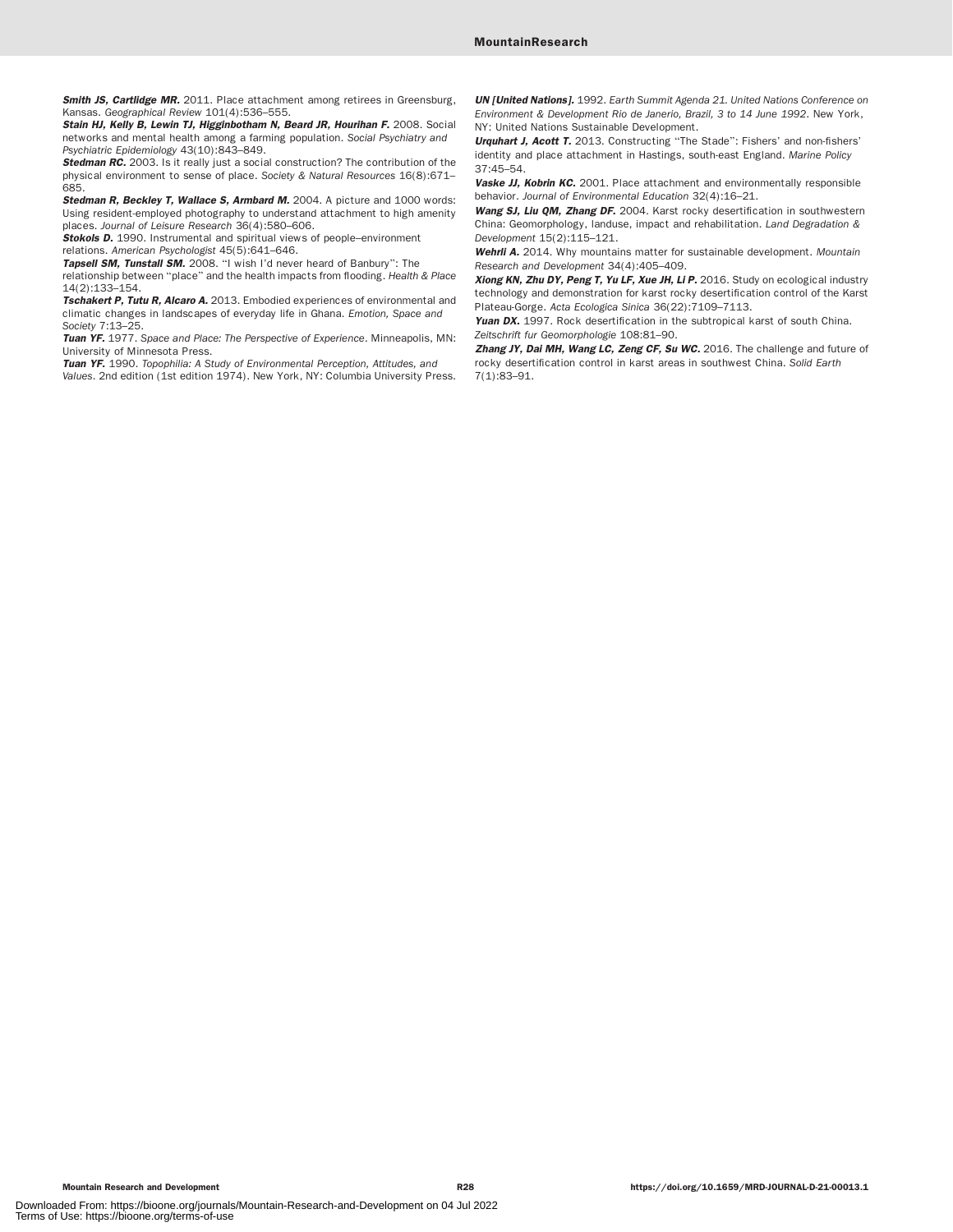**Smith JS, Cartlidge MR.** 2011. Place attachment among retirees in Greensburg, Kansas. *Geographical Review* 101(4):536–555.

**Stain HJ, Kelly B, Lewin TJ, Higginbotham N, Beard JR, Hourihan F.** 2008. Social networks and mental health among a farming population. *Social Psychiatry and Psychiatric Epidemiology* 43(10):843–849.

**Stedman RC.** 2003. Is it really just a social construction? The contribution of the physical environment to sense of place. *Society & Natural Resources* 16(8):671–685.

**Stedman R, Beckley T, Wallace S, Armbard M.** 2004. A picture and 1000 words: Using resident-employed photography to understand attachment to high amenity places. *Journal of Leisure Research* 36(4):580–606.

**Stokols D.** 1990. Instrumental and spiritual views of people–environment relations. *American Psychologist* 45(5):641–646.

**Tapsell SM, Tunstall SM.** 2008. "I wish I'd never heard of Banbury": The relationship between "place" and the health impacts from flooding. *Health & Place* 14(2):133–154.

**Tschakert P, Tutu R, Alcaro A.** 2013. Embodied experiences of environmental and climatic changes in landscapes of everyday life in Ghana. *Emotion, Space and Society* 7:13–25.

**Tuan YF.** 1977. *Space and Place: The Perspective of Experience*. Minneapolis, MN: University of Minnesota Press.

**Tuan YF.** 1990. *Topophilia: A Study of Environmental Perception, Attitudes, and Values*. 2nd edition (1st edition 1974). New York, NY: Columbia University Press.

**UN [United Nations].** 1992. *Earth Summit Agenda 21. United Nations Conference on Environment & Development Rio de Janerio, Brazil, 3 to 14 June 1992*. New York, NY: United Nations Sustainable Development.

**Urquhart J, Acott T.** 2013. Constructing "The Stade": Fishers' and non-fishers' identity and place attachment in Hastings, south-east England. *Marine Policy* 37:45–54.

**Vaske JJ, Kobrin KC.** 2001. Place attachment and environmentally responsible behavior. *Journal of Environmental Education* 32(4):16–21.

**Wang SJ, Liu QM, Zhang DF.** 2004. Karst rocky desertification in southwestern China: Geomorphology, landuse, impact and rehabilitation. *Land Degradation & Development* 15(2):115–121.

**Wehrli A.** 2014. Why mountains matter for sustainable development. *Mountain Research and Development* 34(4):405–409.

**Xiong KN, Zhu DY, Peng T, Yu LF, Xue JH, Li P.** 2016. Study on ecological industry technology and demonstration for karst rocky desertification control of the Karst Plateau-Gorge. *Acta Ecologica Sinica* 36(22):7109–7113.

**Yuan DX.** 1997. Rock desertification in the subtropical karst of south China. *Zeitschrift fur Geomorphologie* 108:81–90.

**Zhang JY, Dai MH, Wang LC, Zeng CF, Su WC.** 2016. The challenge and future of rocky desertification control in karst areas in southwest China. *Solid Earth* 7(1):83–91.